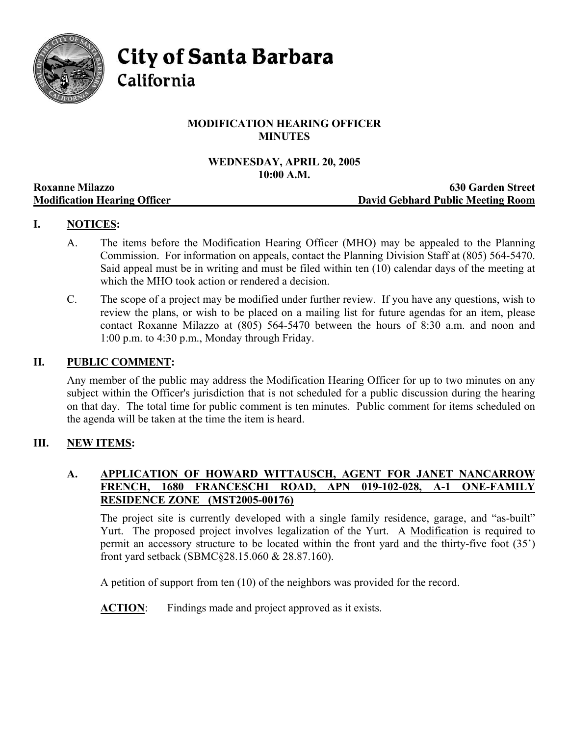# City of Santa Barbara
## California

**MODIFICATION HEARING OFFICER**
**MINUTES**

**WEDNESDAY, APRIL 20, 2005**
**10:00 A.M.**

**Roxanne Milazzo** — **630 Garden Street**
**Modification Hearing Officer** — **David Gebhard Public Meeting Room**

## I. NOTICES:

A. The items before the Modification Hearing Officer (MHO) may be appealed to the Planning Commission. For information on appeals, contact the Planning Division Staff at (805) 564-5470. Said appeal must be in writing and must be filed within ten (10) calendar days of the meeting at which the MHO took action or rendered a decision.

C. The scope of a project may be modified under further review. If you have any questions, wish to review the plans, or wish to be placed on a mailing list for future agendas for an item, please contact Roxanne Milazzo at (805) 564-5470 between the hours of 8:30 a.m. and noon and 1:00 p.m. to 4:30 p.m., Monday through Friday.

## II. PUBLIC COMMENT:

Any member of the public may address the Modification Hearing Officer for up to two minutes on any subject within the Officer's jurisdiction that is not scheduled for a public discussion during the hearing on that day. The total time for public comment is ten minutes. Public comment for items scheduled on the agenda will be taken at the time the item is heard.

## III. NEW ITEMS:

### A. APPLICATION OF HOWARD WITTAUSCH, AGENT FOR JANET NANCARROW FRENCH, 1680 FRANCESCHI ROAD, APN 019-102-028, A-1 ONE-FAMILY RESIDENCE ZONE (MST2005-00176)

The project site is currently developed with a single family residence, garage, and "as-built" Yurt. The proposed project involves legalization of the Yurt. A Modification is required to permit an accessory structure to be located within the front yard and the thirty-five foot (35') front yard setback (SBMC§28.15.060 & 28.87.160).

A petition of support from ten (10) of the neighbors was provided for the record.

**ACTION**: Findings made and project approved as it exists.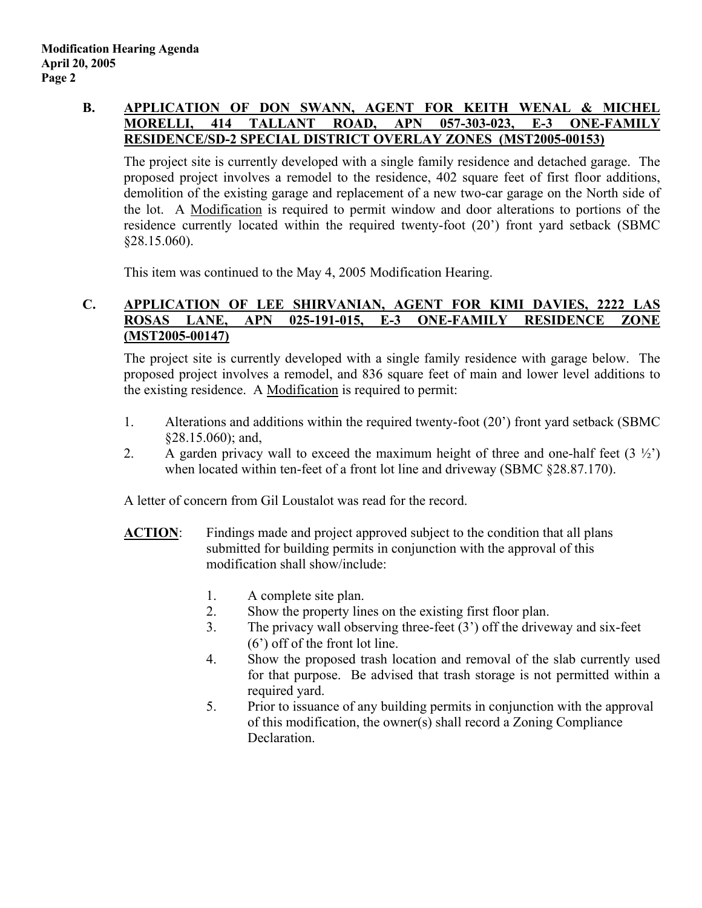**B. APPLICATION OF DON SWANN, AGENT FOR KEITH WENAL & MICHEL MORELLI, 414 TALLANT ROAD, APN 057-303-023, E-3 ONE-FAMILY RESIDENCE/SD-2 SPECIAL DISTRICT OVERLAY ZONES (MST2005-00153)**

The project site is currently developed with a single family residence and detached garage. The proposed project involves a remodel to the residence, 402 square feet of first floor additions, demolition of the existing garage and replacement of a new two-car garage on the North side of the lot. A Modification is required to permit window and door alterations to portions of the residence currently located within the required twenty-foot (20') front yard setback (SBMC §28.15.060).

This item was continued to the May 4, 2005 Modification Hearing.

**C. APPLICATION OF LEE SHIRVANIAN, AGENT FOR KIMI DAVIES, 2222 LAS ROSAS LANE, APN 025-191-015, E-3 ONE-FAMILY RESIDENCE ZONE (MST2005-00147)**

The project site is currently developed with a single family residence with garage below. The proposed project involves a remodel, and 836 square feet of main and lower level additions to the existing residence. A Modification is required to permit:

1. Alterations and additions within the required twenty-foot (20') front yard setback (SBMC §28.15.060); and,
2. A garden privacy wall to exceed the maximum height of three and one-half feet (3 ½') when located within ten-feet of a front lot line and driveway (SBMC §28.87.170).

A letter of concern from Gil Loustalot was read for the record.

**ACTION**: Findings made and project approved subject to the condition that all plans submitted for building permits in conjunction with the approval of this modification shall show/include:

1. A complete site plan.
2. Show the property lines on the existing first floor plan.
3. The privacy wall observing three-feet (3') off the driveway and six-feet (6') off of the front lot line.
4. Show the proposed trash location and removal of the slab currently used for that purpose. Be advised that trash storage is not permitted within a required yard.
5. Prior to issuance of any building permits in conjunction with the approval of this modification, the owner(s) shall record a Zoning Compliance Declaration.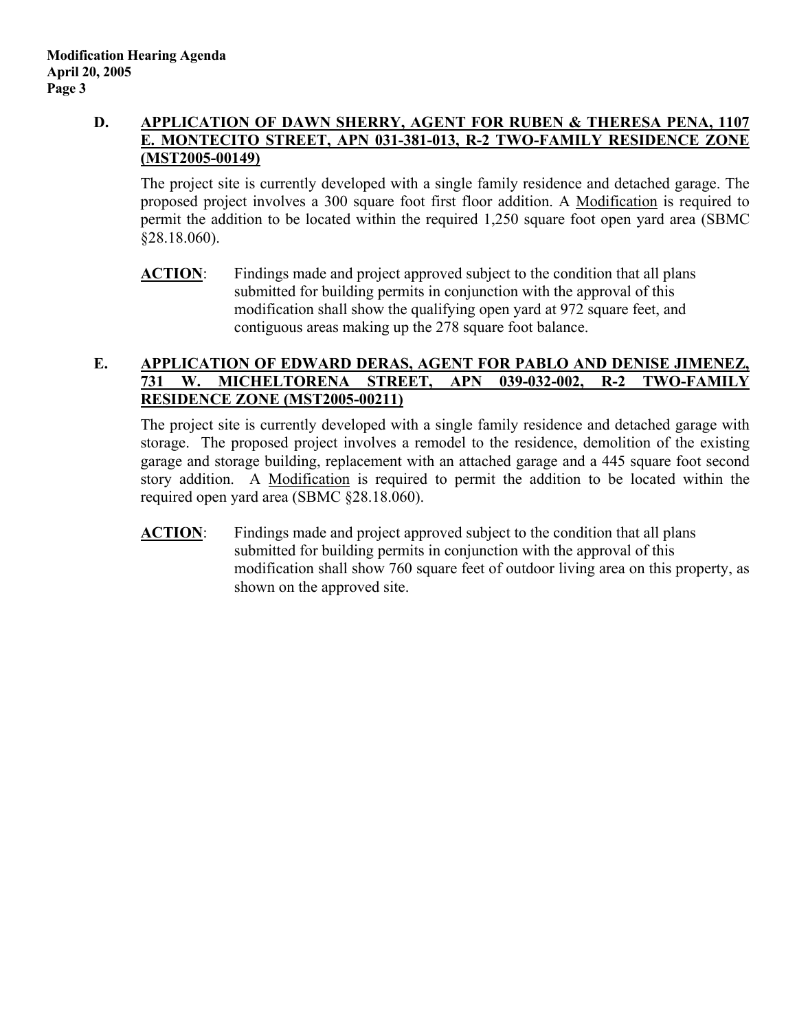**D. APPLICATION OF DAWN SHERRY, AGENT FOR RUBEN & THERESA PENA, 1107 E. MONTECITO STREET, APN 031-381-013, R-2 TWO-FAMILY RESIDENCE ZONE (MST2005-00149)**

The project site is currently developed with a single family residence and detached garage. The proposed project involves a 300 square foot first floor addition. A Modification is required to permit the addition to be located within the required 1,250 square foot open yard area (SBMC §28.18.060).

**ACTION**: Findings made and project approved subject to the condition that all plans submitted for building permits in conjunction with the approval of this modification shall show the qualifying open yard at 972 square feet, and contiguous areas making up the 278 square foot balance.

**E. APPLICATION OF EDWARD DERAS, AGENT FOR PABLO AND DENISE JIMENEZ, 731 W. MICHELTORENA STREET, APN 039-032-002, R-2 TWO-FAMILY RESIDENCE ZONE (MST2005-00211)**

The project site is currently developed with a single family residence and detached garage with storage. The proposed project involves a remodel to the residence, demolition of the existing garage and storage building, replacement with an attached garage and a 445 square foot second story addition. A Modification is required to permit the addition to be located within the required open yard area (SBMC §28.18.060).

**ACTION**: Findings made and project approved subject to the condition that all plans submitted for building permits in conjunction with the approval of this modification shall show 760 square feet of outdoor living area on this property, as shown on the approved site.